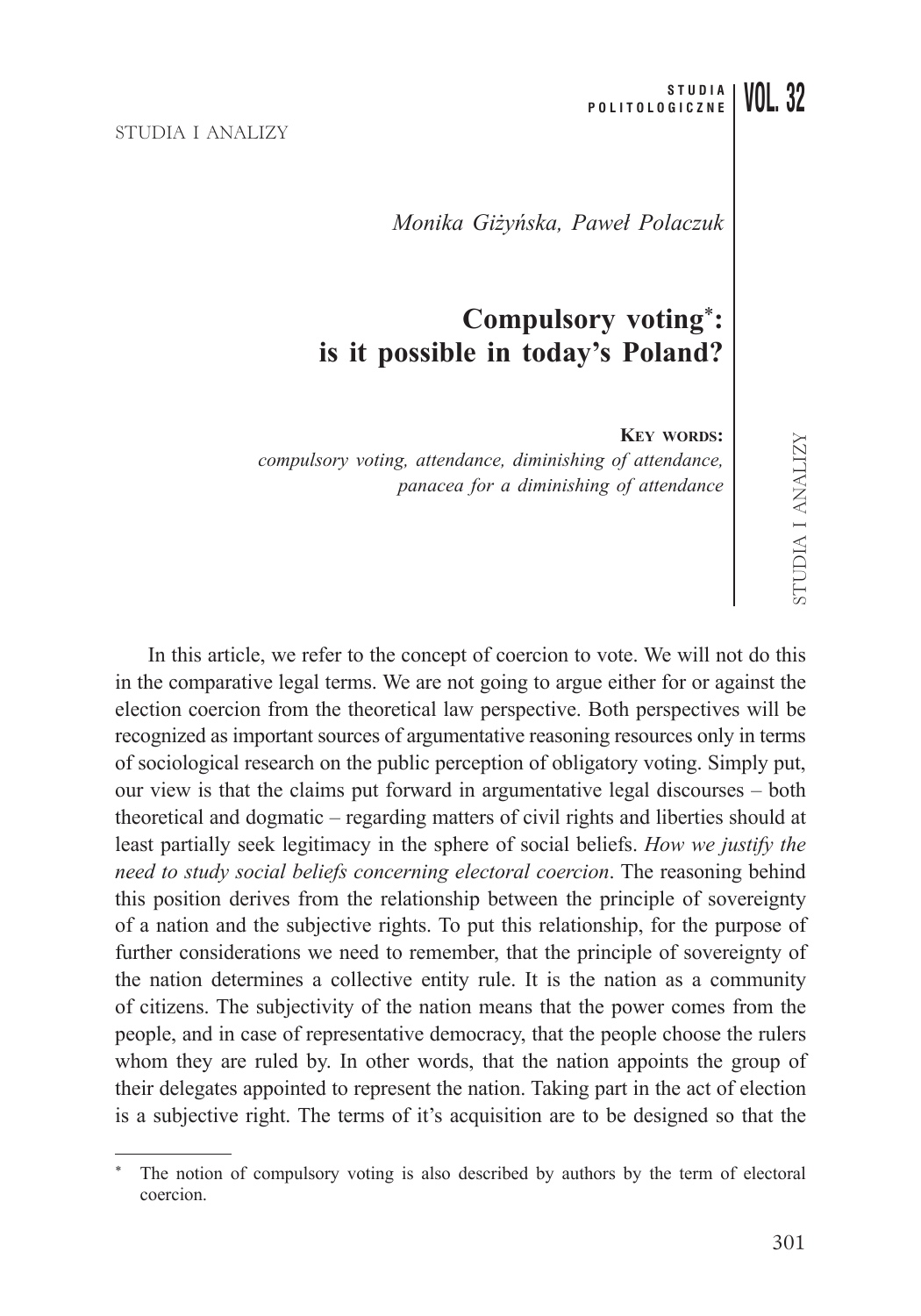Monika Giżyńska, Paweł Polaczuk

# Compulsory voting*: is it possible in today's Poland?

**Key words:**
*compulsory voting, attendance, diminishing of attendance, panacea for a diminishing of attendance*

In this article, we refer to the concept of coercion to vote. We will not do this in the comparative legal terms. We are not going to argue either for or against the election coercion from the theoretical law perspective. Both perspectives will be recognized as important sources of argumentative reasoning resources only in terms of sociological research on the public perception of obligatory voting. Simply put, our view is that the claims put forward in argumentative legal discourses – both theoretical and dogmatic – regarding matters of civil rights and liberties should at least partially seek legitimacy in the sphere of social beliefs. *How we justify the need to study social beliefs concerning electoral coercion*. The reasoning behind this position derives from the relationship between the principle of sovereignty of a nation and the subjective rights. To put this relationship, for the purpose of further considerations we need to remember, that the principle of sovereignty of the nation determines a collective entity rule. It is the nation as a community of citizens. The subjectivity of the nation means that the power comes from the people, and in case of representative democracy, that the people choose the rulers whom they are ruled by. In other words, that the nation appoints the group of their delegates appointed to represent the nation. Taking part in the act of election is a subjective right. The terms of it's acquisition are to be designed so that the

---

* The notion of compulsory voting is also described by authors by the term of electoral coercion.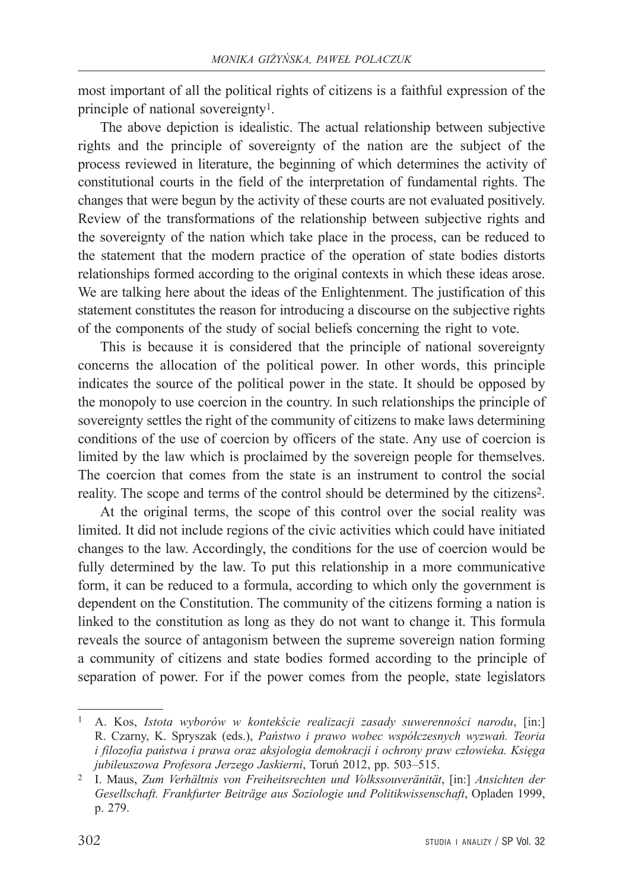most important of all the political rights of citizens is a faithful expression of the principle of national sovereignty[1].

The above depiction is idealistic. The actual relationship between subjective rights and the principle of sovereignty of the nation are the subject of the process reviewed in literature, the beginning of which determines the activity of constitutional courts in the field of the interpretation of fundamental rights. The changes that were begun by the activity of these courts are not evaluated positively. Review of the transformations of the relationship between subjective rights and the sovereignty of the nation which take place in the process, can be reduced to the statement that the modern practice of the operation of state bodies distorts relationships formed according to the original contexts in which these ideas arose. We are talking here about the ideas of the Enlightenment. The justification of this statement constitutes the reason for introducing a discourse on the subjective rights of the components of the study of social beliefs concerning the right to vote.

This is because it is considered that the principle of national sovereignty concerns the allocation of the political power. In other words, this principle indicates the source of the political power in the state. It should be opposed by the monopoly to use coercion in the country. In such relationships the principle of sovereignty settles the right of the community of citizens to make laws determining conditions of the use of coercion by officers of the state. Any use of coercion is limited by the law which is proclaimed by the sovereign people for themselves. The coercion that comes from the state is an instrument to control the social reality. The scope and terms of the control should be determined by the citizens[2].

At the original terms, the scope of this control over the social reality was limited. It did not include regions of the civic activities which could have initiated changes to the law. Accordingly, the conditions for the use of coercion would be fully determined by the law. To put this relationship in a more communicative form, it can be reduced to a formula, according to which only the government is dependent on the Constitution. The community of the citizens forming a nation is linked to the constitution as long as they do not want to change it. This formula reveals the source of antagonism between the supreme sovereign nation forming a community of citizens and state bodies formed according to the principle of separation of power. For if the power comes from the people, state legislators

---

[1] A. Kos, *Istota wyborów w kontekście realizacji zasady suwerenności narodu*, [in:] R. Czarny, K. Spryszak (eds.), *Państwo i prawo wobec współczesnych wyzwań. Teoria i filozofia państwa i prawa oraz aksjologia demokracji i ochrony praw człowieka. Księga jubileuszowa Profesora Jerzego Jaskierni*, Toruń 2012, pp. 503–515.

[2] I. Maus, *Zum Verhältnis von Freiheitsrechten und Volkssouveränität*, [in:] *Ansichten der Gesellschaft. Frankfurter Beiträge aus Soziologie und Politikwissenschaft*, Opladen 1999, p. 279.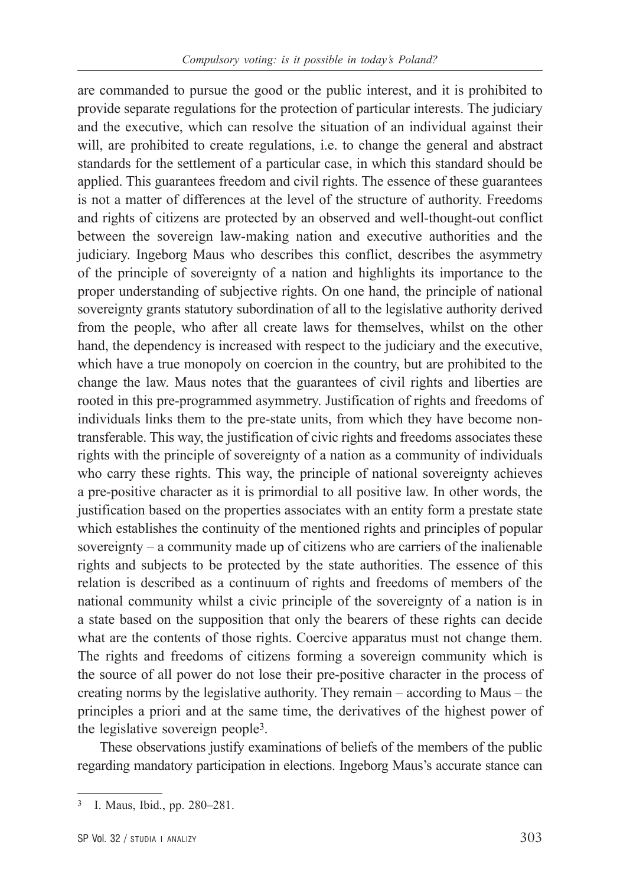are commanded to pursue the good or the public interest, and it is prohibited to provide separate regulations for the protection of particular interests. The judiciary and the executive, which can resolve the situation of an individual against their will, are prohibited to create regulations, i.e. to change the general and abstract standards for the settlement of a particular case, in which this standard should be applied. This guarantees freedom and civil rights. The essence of these guarantees is not a matter of differences at the level of the structure of authority. Freedoms and rights of citizens are protected by an observed and well-thought-out conflict between the sovereign law-making nation and executive authorities and the judiciary. Ingeborg Maus who describes this conflict, describes the asymmetry of the principle of sovereignty of a nation and highlights its importance to the proper understanding of subjective rights. On one hand, the principle of national sovereignty grants statutory subordination of all to the legislative authority derived from the people, who after all create laws for themselves, whilst on the other hand, the dependency is increased with respect to the judiciary and the executive, which have a true monopoly on coercion in the country, but are prohibited to the change the law. Maus notes that the guarantees of civil rights and liberties are rooted in this pre-programmed asymmetry. Justification of rights and freedoms of individuals links them to the pre-state units, from which they have become non-transferable. This way, the justification of civic rights and freedoms associates these rights with the principle of sovereignty of a nation as a community of individuals who carry these rights. This way, the principle of national sovereignty achieves a pre-positive character as it is primordial to all positive law. In other words, the justification based on the properties associates with an entity form a prestate state which establishes the continuity of the mentioned rights and principles of popular sovereignty – a community made up of citizens who are carriers of the inalienable rights and subjects to be protected by the state authorities. The essence of this relation is described as a continuum of rights and freedoms of members of the national community whilst a civic principle of the sovereignty of a nation is in a state based on the supposition that only the bearers of these rights can decide what are the contents of those rights. Coercive apparatus must not change them. The rights and freedoms of citizens forming a sovereign community which is the source of all power do not lose their pre-positive character in the process of creating norms by the legislative authority. They remain – according to Maus – the principles a priori and at the same time, the derivatives of the highest power of the legislative sovereign people[3].

These observations justify examinations of beliefs of the members of the public regarding mandatory participation in elections. Ingeborg Maus's accurate stance can

---

[3] I. Maus, Ibid., pp. 280–281.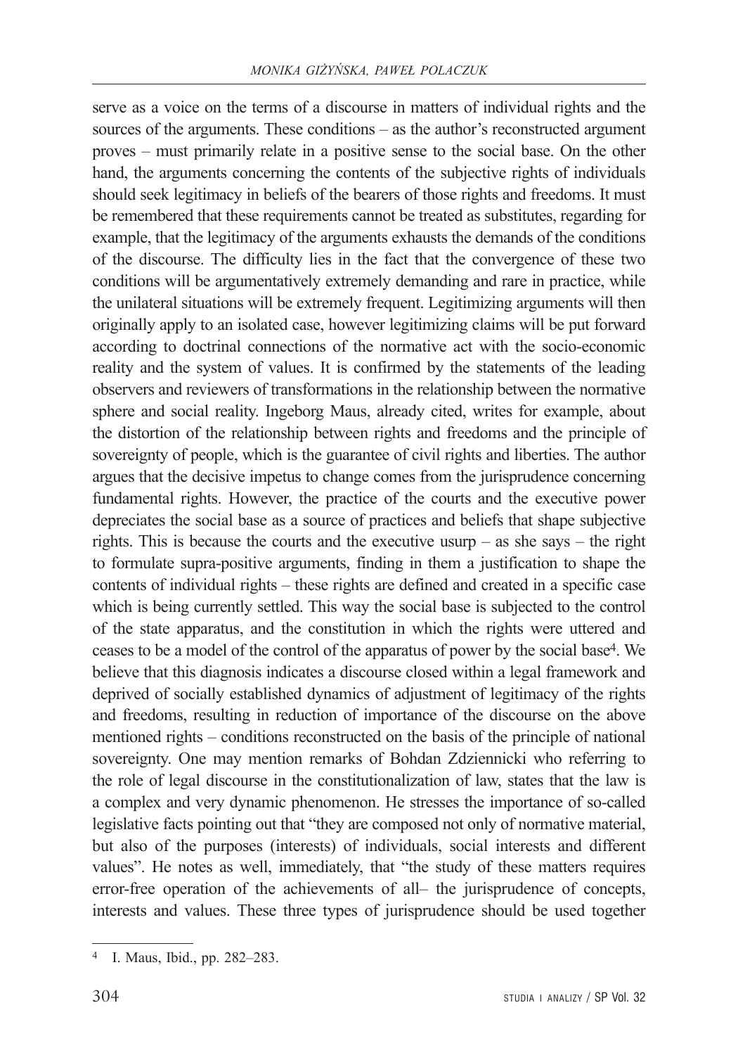serve as a voice on the terms of a discourse in matters of individual rights and the sources of the arguments. These conditions – as the author's reconstructed argument proves – must primarily relate in a positive sense to the social base. On the other hand, the arguments concerning the contents of the subjective rights of individuals should seek legitimacy in beliefs of the bearers of those rights and freedoms. It must be remembered that these requirements cannot be treated as substitutes, regarding for example, that the legitimacy of the arguments exhausts the demands of the conditions of the discourse. The difficulty lies in the fact that the convergence of these two conditions will be argumentatively extremely demanding and rare in practice, while the unilateral situations will be extremely frequent. Legitimizing arguments will then originally apply to an isolated case, however legitimizing claims will be put forward according to doctrinal connections of the normative act with the socio-economic reality and the system of values. It is confirmed by the statements of the leading observers and reviewers of transformations in the relationship between the normative sphere and social reality. Ingeborg Maus, already cited, writes for example, about the distortion of the relationship between rights and freedoms and the principle of sovereignty of people, which is the guarantee of civil rights and liberties. The author argues that the decisive impetus to change comes from the jurisprudence concerning fundamental rights. However, the practice of the courts and the executive power depreciates the social base as a source of practices and beliefs that shape subjective rights. This is because the courts and the executive usurp – as she says – the right to formulate supra-positive arguments, finding in them a justification to shape the contents of individual rights – these rights are defined and created in a specific case which is being currently settled. This way the social base is subjected to the control of the state apparatus, and the constitution in which the rights were uttered and ceases to be a model of the control of the apparatus of power by the social base[4]. We believe that this diagnosis indicates a discourse closed within a legal framework and deprived of socially established dynamics of adjustment of legitimacy of the rights and freedoms, resulting in reduction of importance of the discourse on the above mentioned rights – conditions reconstructed on the basis of the principle of national sovereignty. One may mention remarks of Bohdan Zdziennicki who referring to the role of legal discourse in the constitutionalization of law, states that the law is a complex and very dynamic phenomenon. He stresses the importance of so-called legislative facts pointing out that "they are composed not only of normative material, but also of the purposes (interests) of individuals, social interests and different values". He notes as well, immediately, that "the study of these matters requires error-free operation of the achievements of all– the jurisprudence of concepts, interests and values. These three types of jurisprudence should be used together

---

[4] I. Maus, Ibid., pp. 282–283.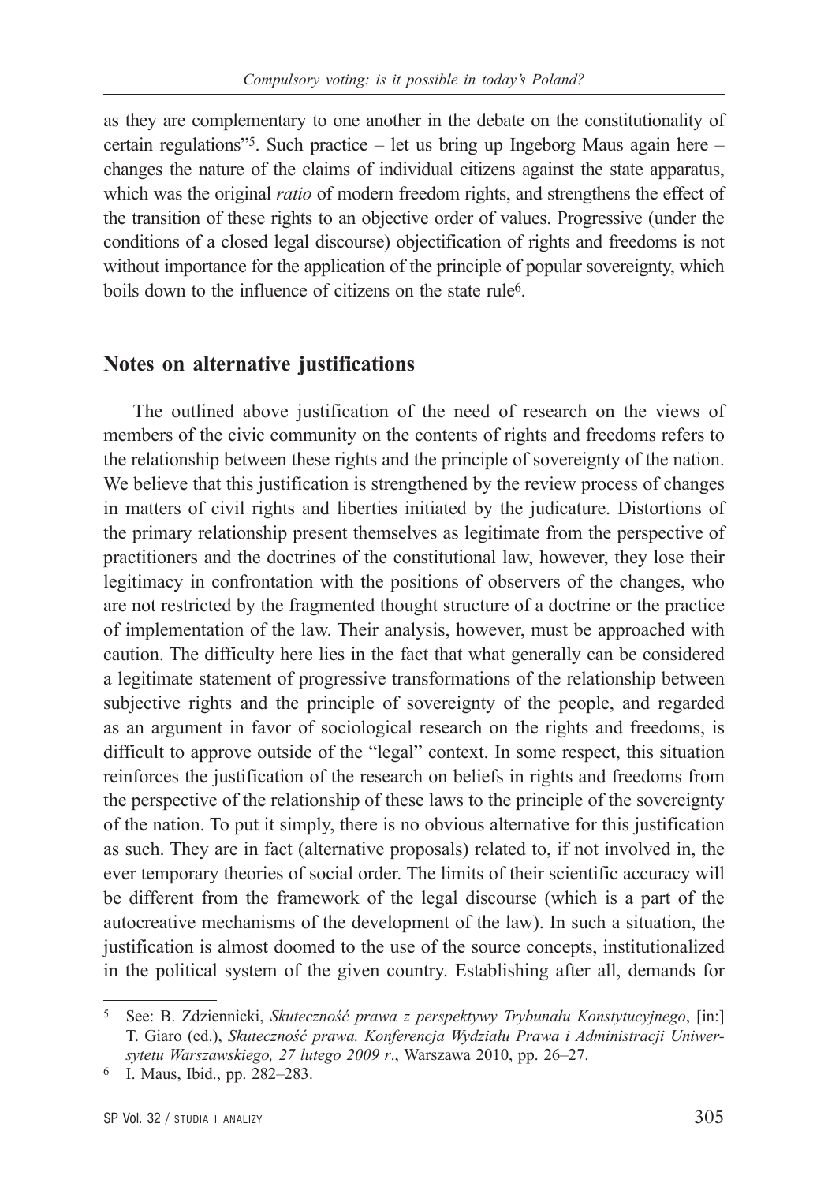as they are complementary to one another in the debate on the constitutionality of certain regulations"[5]. Such practice – let us bring up Ingeborg Maus again here – changes the nature of the claims of individual citizens against the state apparatus, which was the original *ratio* of modern freedom rights, and strengthens the effect of the transition of these rights to an objective order of values. Progressive (under the conditions of a closed legal discourse) objectification of rights and freedoms is not without importance for the application of the principle of popular sovereignty, which boils down to the influence of citizens on the state rule[6].

## Notes on alternative justifications

The outlined above justification of the need of research on the views of members of the civic community on the contents of rights and freedoms refers to the relationship between these rights and the principle of sovereignty of the nation. We believe that this justification is strengthened by the review process of changes in matters of civil rights and liberties initiated by the judicature. Distortions of the primary relationship present themselves as legitimate from the perspective of practitioners and the doctrines of the constitutional law, however, they lose their legitimacy in confrontation with the positions of observers of the changes, who are not restricted by the fragmented thought structure of a doctrine or the practice of implementation of the law. Their analysis, however, must be approached with caution. The difficulty here lies in the fact that what generally can be considered a legitimate statement of progressive transformations of the relationship between subjective rights and the principle of sovereignty of the people, and regarded as an argument in favor of sociological research on the rights and freedoms, is difficult to approve outside of the "legal" context. In some respect, this situation reinforces the justification of the research on beliefs in rights and freedoms from the perspective of the relationship of these laws to the principle of the sovereignty of the nation. To put it simply, there is no obvious alternative for this justification as such. They are in fact (alternative proposals) related to, if not involved in, the ever temporary theories of social order. The limits of their scientific accuracy will be different from the framework of the legal discourse (which is a part of the autocreative mechanisms of the development of the law). In such a situation, the justification is almost doomed to the use of the source concepts, institutionalized in the political system of the given country. Establishing after all, demands for

---

[5] See: B. Zdziennicki, *Skuteczność prawa z perspektywy Trybunału Konstytucyjnego*, [in:] T. Giaro (ed.), *Skuteczność prawa. Konferencja Wydziału Prawa i Administracji Uniwersytetu Warszawskiego, 27 lutego 2009 r*., Warszawa 2010, pp. 26–27.

[6] I. Maus, Ibid., pp. 282–283.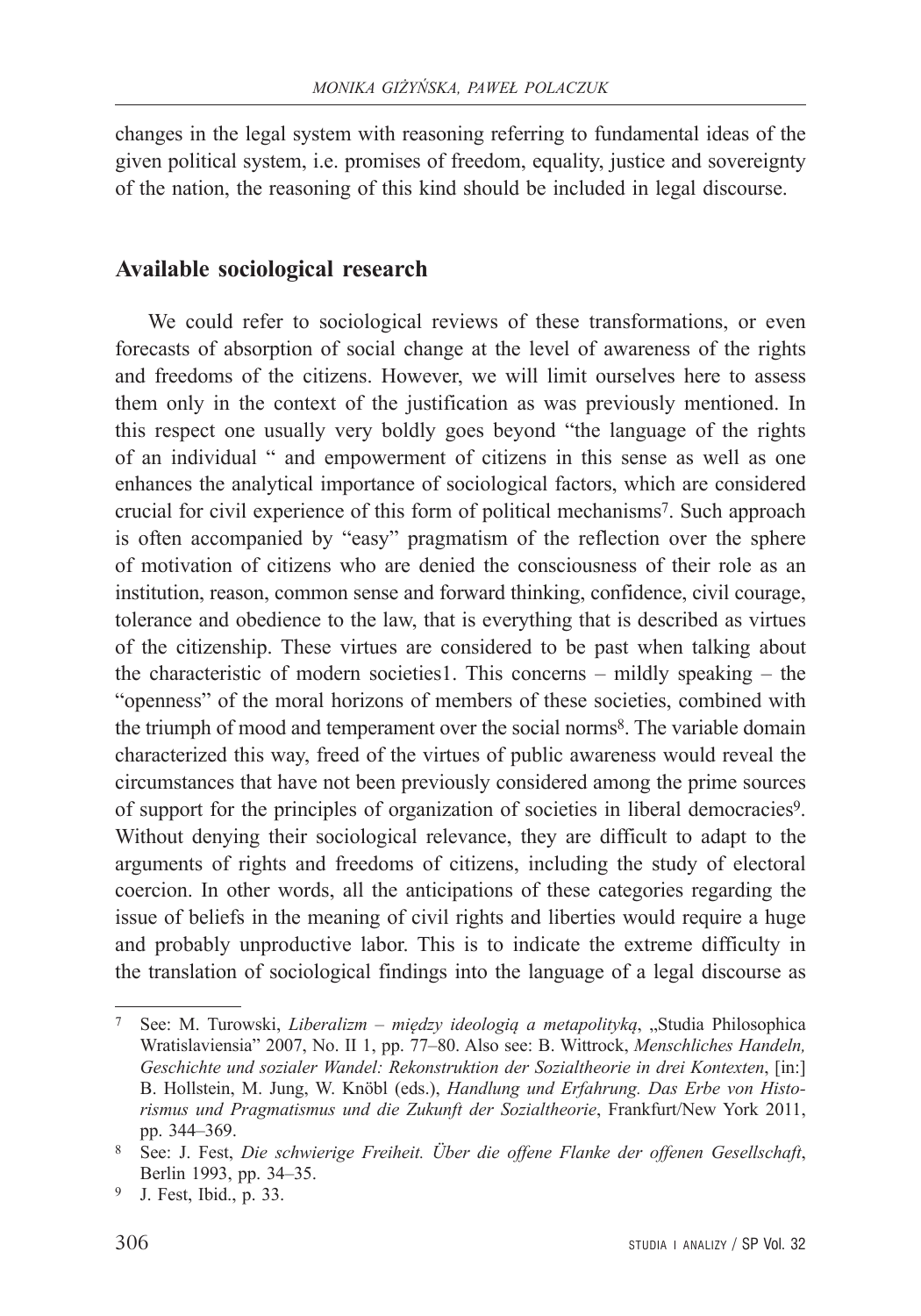changes in the legal system with reasoning referring to fundamental ideas of the given political system, i.e. promises of freedom, equality, justice and sovereignty of the nation, the reasoning of this kind should be included in legal discourse.

## Available sociological research

We could refer to sociological reviews of these transformations, or even forecasts of absorption of social change at the level of awareness of the rights and freedoms of the citizens. However, we will limit ourselves here to assess them only in the context of the justification as was previously mentioned. In this respect one usually very boldly goes beyond "the language of the rights of an individual " and empowerment of citizens in this sense as well as one enhances the analytical importance of sociological factors, which are considered crucial for civil experience of this form of political mechanisms[7]. Such approach is often accompanied by "easy" pragmatism of the reflection over the sphere of motivation of citizens who are denied the consciousness of their role as an institution, reason, common sense and forward thinking, confidence, civil courage, tolerance and obedience to the law, that is everything that is described as virtues of the citizenship. These virtues are considered to be past when talking about the characteristic of modern societies1. This concerns – mildly speaking – the "openness" of the moral horizons of members of these societies, combined with the triumph of mood and temperament over the social norms[8]. The variable domain characterized this way, freed of the virtues of public awareness would reveal the circumstances that have not been previously considered among the prime sources of support for the principles of organization of societies in liberal democracies[9]. Without denying their sociological relevance, they are difficult to adapt to the arguments of rights and freedoms of citizens, including the study of electoral coercion. In other words, all the anticipations of these categories regarding the issue of beliefs in the meaning of civil rights and liberties would require a huge and probably unproductive labor. This is to indicate the extreme difficulty in the translation of sociological findings into the language of a legal discourse as

---

[7] See: M. Turowski, *Liberalizm – między ideologią a metapolityką*, „Studia Philosophica Wratislaviensia" 2007, No. II 1, pp. 77–80. Also see: B. Wittrock, *Menschliches Handeln, Geschichte und sozialer Wandel: Rekonstruktion der Sozialtheorie in drei Kontexten*, [in:] B. Hollstein, M. Jung, W. Knöbl (eds.), *Handlung und Erfahrung. Das Erbe von Historismus und Pragmatismus und die Zukunft der Sozialtheorie*, Frankfurt/New York 2011, pp. 344–369.

[8] See: J. Fest, *Die schwierige Freiheit. Über die offene Flanke der offenen Gesellschaft*, Berlin 1993, pp. 34–35.

[9] J. Fest, Ibid., p. 33.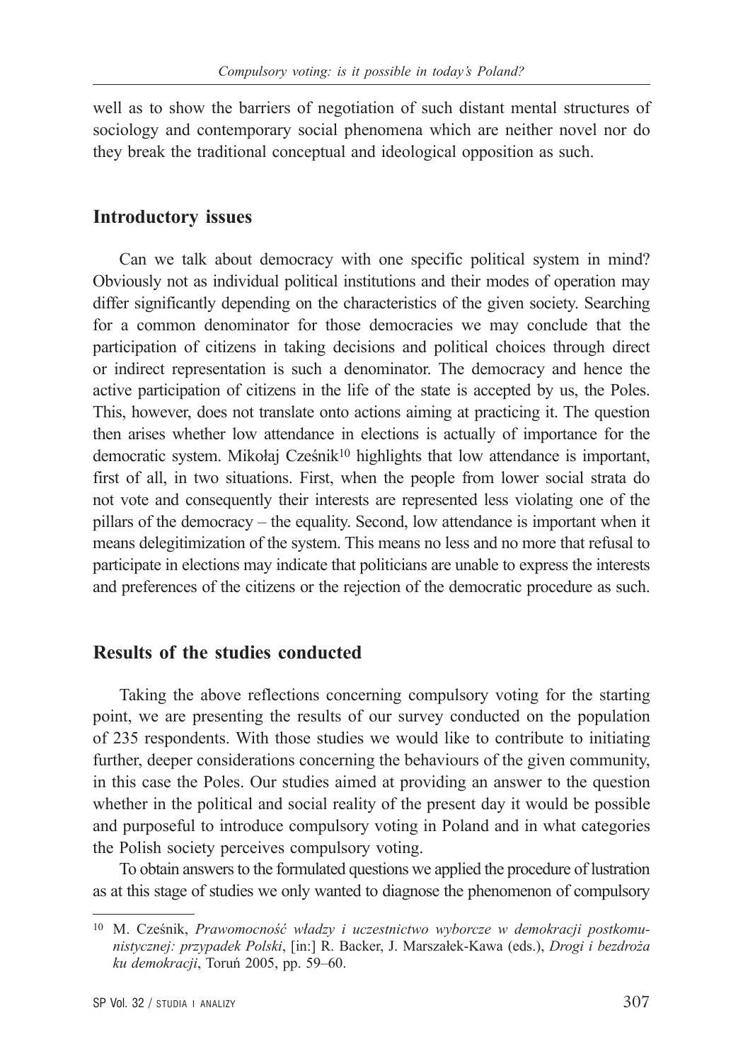well as to show the barriers of negotiation of such distant mental structures of sociology and contemporary social phenomena which are neither novel nor do they break the traditional conceptual and ideological opposition as such.

## Introductory issues

Can we talk about democracy with one specific political system in mind? Obviously not as individual political institutions and their modes of operation may differ significantly depending on the characteristics of the given society. Searching for a common denominator for those democracies we may conclude that the participation of citizens in taking decisions and political choices through direct or indirect representation is such a denominator. The democracy and hence the active participation of citizens in the life of the state is accepted by us, the Poles. This, however, does not translate onto actions aiming at practicing it. The question then arises whether low attendance in elections is actually of importance for the democratic system. Mikołaj Cześnik[10] highlights that low attendance is important, first of all, in two situations. First, when the people from lower social strata do not vote and consequently their interests are represented less violating one of the pillars of the democracy – the equality. Second, low attendance is important when it means delegitimization of the system. This means no less and no more that refusal to participate in elections may indicate that politicians are unable to express the interests and preferences of the citizens or the rejection of the democratic procedure as such.

## Results of the studies conducted

Taking the above reflections concerning compulsory voting for the starting point, we are presenting the results of our survey conducted on the population of 235 respondents. With those studies we would like to contribute to initiating further, deeper considerations concerning the behaviours of the given community, in this case the Poles. Our studies aimed at providing an answer to the question whether in the political and social reality of the present day it would be possible and purposeful to introduce compulsory voting in Poland and in what categories the Polish society perceives compulsory voting.

To obtain answers to the formulated questions we applied the procedure of lustration as at this stage of studies we only wanted to diagnose the phenomenon of compulsory

---

[10] M. Cześnik, *Prawomocność władzy i uczestnictwo wyborcze w demokracji postkomunistycznej: przypadek Polski*, [in:] R. Backer, J. Marszałek-Kawa (eds.), *Drogi i bezdroża ku demokracji*, Toruń 2005, pp. 59–60.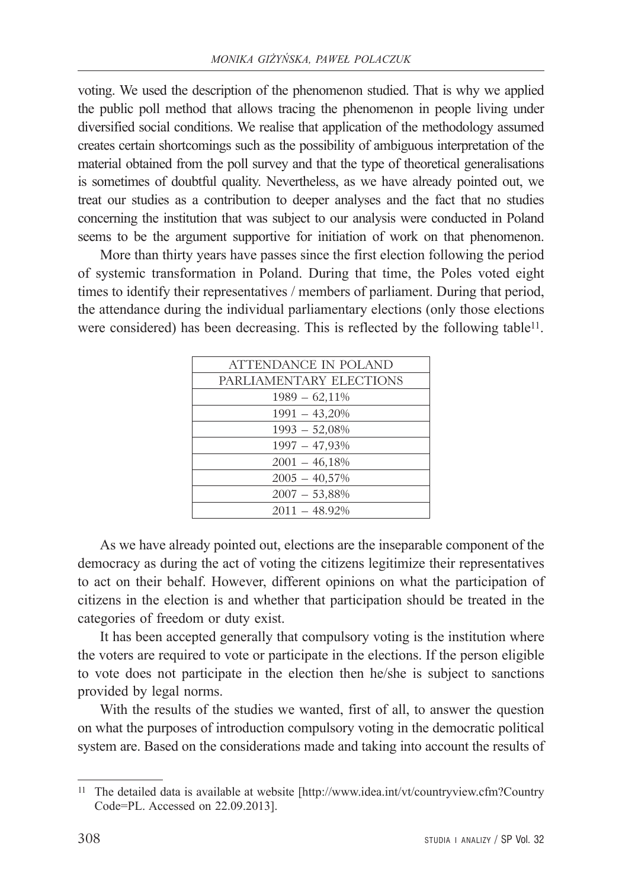voting. We used the description of the phenomenon studied. That is why we applied the public poll method that allows tracing the phenomenon in people living under diversified social conditions. We realise that application of the methodology assumed creates certain shortcomings such as the possibility of ambiguous interpretation of the material obtained from the poll survey and that the type of theoretical generalisations is sometimes of doubtful quality. Nevertheless, as we have already pointed out, we treat our studies as a contribution to deeper analyses and the fact that no studies concerning the institution that was subject to our analysis were conducted in Poland seems to be the argument supportive for initiation of work on that phenomenon.

More than thirty years have passes since the first election following the period of systemic transformation in Poland. During that time, the Poles voted eight times to identify their representatives / members of parliament. During that period, the attendance during the individual parliamentary elections (only those elections were considered) has been decreasing. This is reflected by the following table[11].

| ATTENDANCE IN POLAND PARLIAMENTARY ELECTIONS |
| --- |
| 1989 – 62,11% |
| 1991 – 43,20% |
| 1993 – 52,08% |
| 1997 – 47,93% |
| 2001 – 46,18% |
| 2005 – 40,57% |
| 2007 – 53,88% |
| 2011 – 48.92% |

As we have already pointed out, elections are the inseparable component of the democracy as during the act of voting the citizens legitimize their representatives to act on their behalf. However, different opinions on what the participation of citizens in the election is and whether that participation should be treated in the categories of freedom or duty exist.

It has been accepted generally that compulsory voting is the institution where the voters are required to vote or participate in the elections. If the person eligible to vote does not participate in the election then he/she is subject to sanctions provided by legal norms.

With the results of the studies we wanted, first of all, to answer the question on what the purposes of introduction compulsory voting in the democratic political system are. Based on the considerations made and taking into account the results of

---

[11] The detailed data is available at website [http://www.idea.int/vt/countryview.cfm?CountryCode=PL. Accessed on 22.09.2013].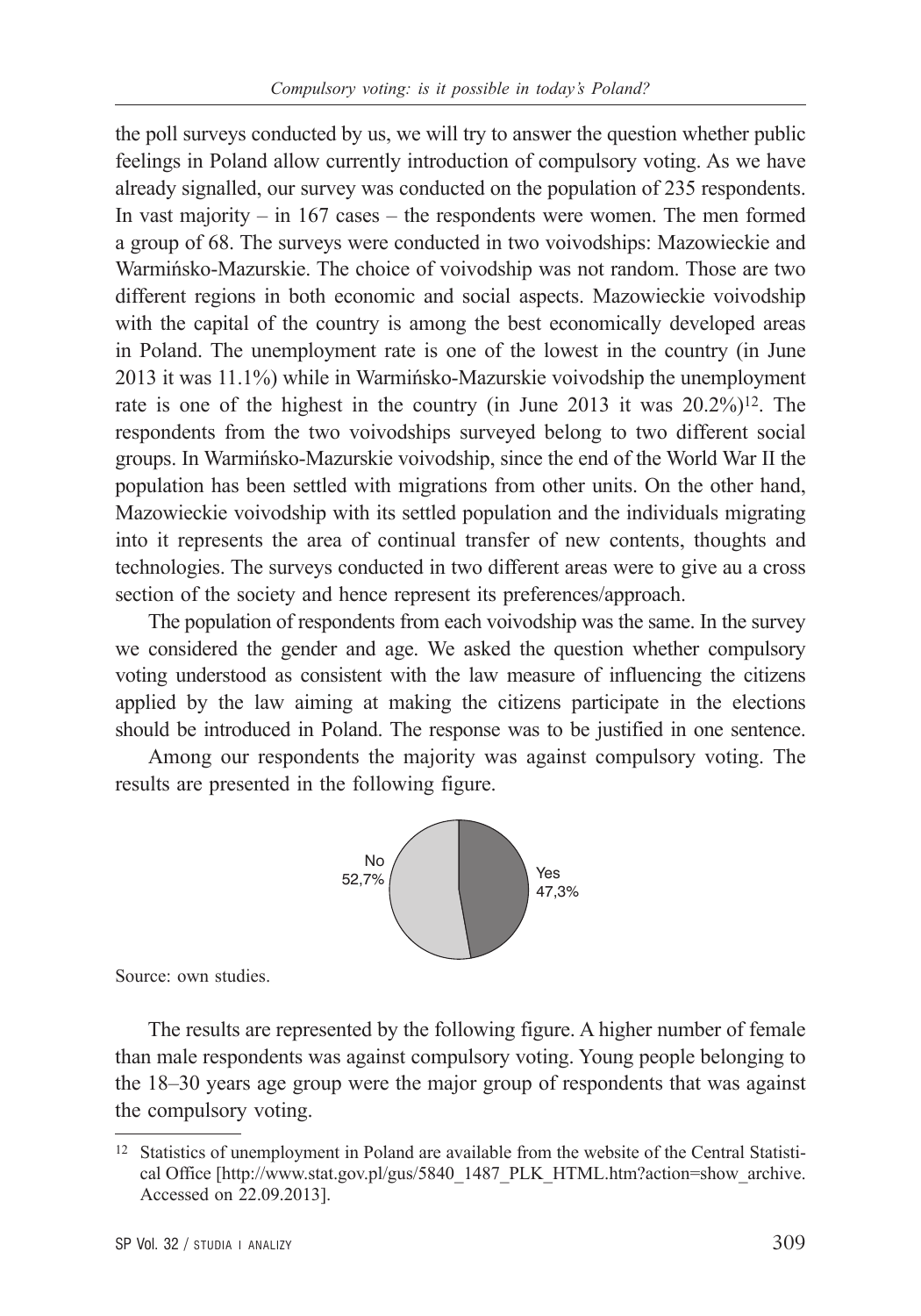the poll surveys conducted by us, we will try to answer the question whether public feelings in Poland allow currently introduction of compulsory voting. As we have already signalled, our survey was conducted on the population of 235 respondents. In vast majority – in 167 cases – the respondents were women. The men formed a group of 68. The surveys were conducted in two voivodships: Mazowieckie and Warmińsko-Mazurskie. The choice of voivodship was not random. Those are two different regions in both economic and social aspects. Mazowieckie voivodship with the capital of the country is among the best economically developed areas in Poland. The unemployment rate is one of the lowest in the country (in June 2013 it was 11.1%) while in Warmińsko-Mazurskie voivodship the unemployment rate is one of the highest in the country (in June 2013 it was 20.2%)[12]. The respondents from the two voivodships surveyed belong to two different social groups. In Warmińsko-Mazurskie voivodship, since the end of the World War II the population has been settled with migrations from other units. On the other hand, Mazowieckie voivodship with its settled population and the individuals migrating into it represents the area of continual transfer of new contents, thoughts and technologies. The surveys conducted in two different areas were to give au a cross section of the society and hence represent its preferences/approach.

The population of respondents from each voivodship was the same. In the survey we considered the gender and age. We asked the question whether compulsory voting understood as consistent with the law measure of influencing the citizens applied by the law aiming at making the citizens participate in the elections should be introduced in Poland. The response was to be justified in one sentence.

Among our respondents the majority was against compulsory voting. The results are presented in the following figure.

No 52,7%

Yes 47,3%

Source: own studies.

The results are represented by the following figure. A higher number of female than male respondents was against compulsory voting. Young people belonging to the 18–30 years age group were the major group of respondents that was against the compulsory voting.

[12] Statistics of unemployment in Poland are available from the website of the Central Statistical Office [http://www.stat.gov.pl/gus/5840_1487_PLK_HTML.htm?action=show_archive. Accessed on 22.09.2013].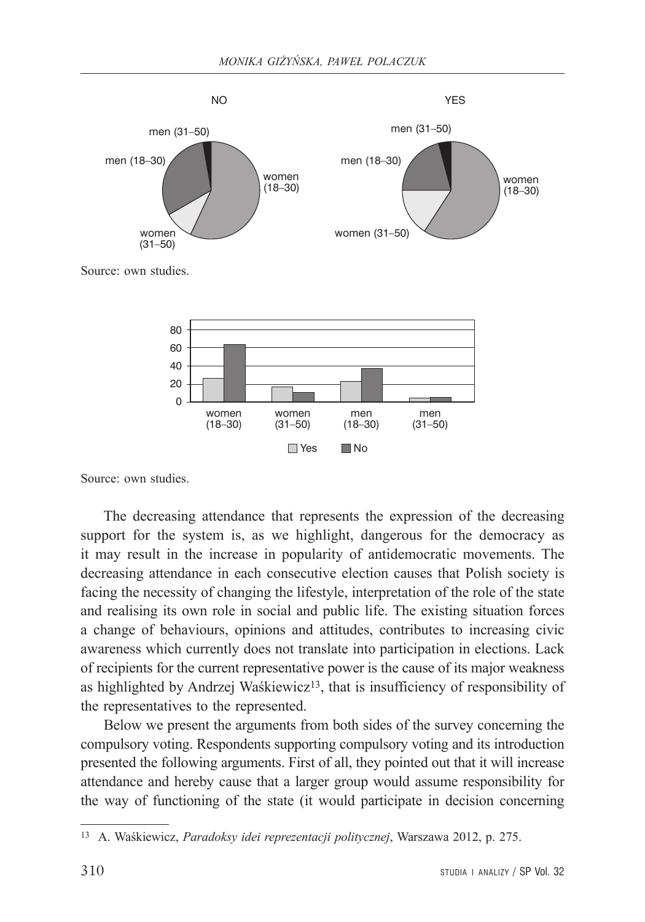Source: own studies.

Source: own studies.

The decreasing attendance that represents the expression of the decreasing support for the system is, as we highlight, dangerous for the democracy as it may result in the increase in popularity of antidemocratic movements. The decreasing attendance in each consecutive election causes that Polish society is facing the necessity of changing the lifestyle, interpretation of the role of the state and realising its own role in social and public life. The existing situation forces a change of behaviours, opinions and attitudes, contributes to increasing civic awareness which currently does not translate into participation in elections. Lack of recipients for the current representative power is the cause of its major weakness as highlighted by Andrzej Waśkiewicz[13], that is insufficiency of responsibility of the representatives to the represented.

Below we present the arguments from both sides of the survey concerning the compulsory voting. Respondents supporting compulsory voting and its introduction presented the following arguments. First of all, they pointed out that it will increase attendance and hereby cause that a larger group would assume responsibility for the way of functioning of the state (it would participate in decision concerning

[13] A. Waśkiewicz, *Paradoksy idei reprezentacji politycznej*, Warszawa 2012, p. 275.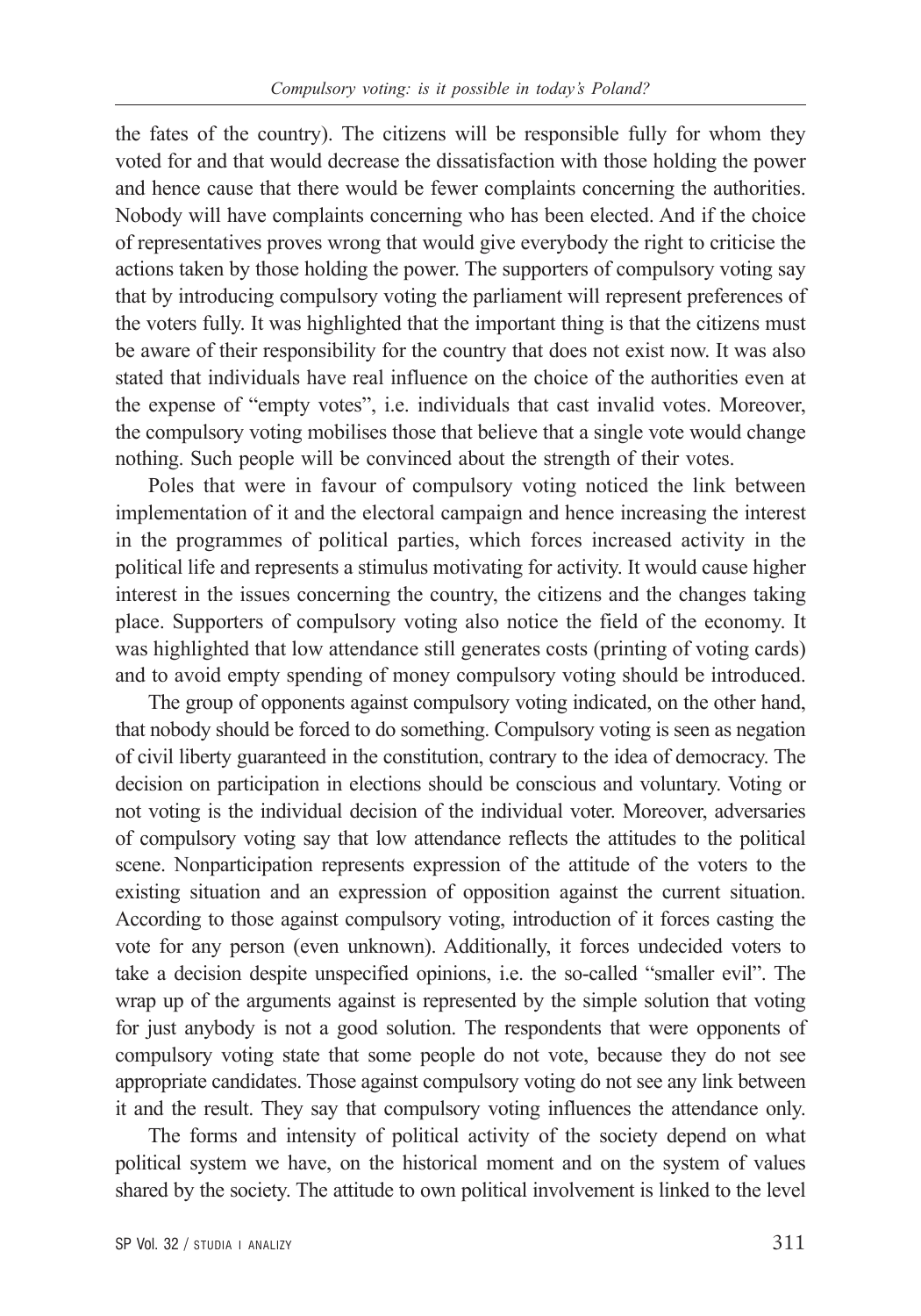the fates of the country). The citizens will be responsible fully for whom they voted for and that would decrease the dissatisfaction with those holding the power and hence cause that there would be fewer complaints concerning the authorities. Nobody will have complaints concerning who has been elected. And if the choice of representatives proves wrong that would give everybody the right to criticise the actions taken by those holding the power. The supporters of compulsory voting say that by introducing compulsory voting the parliament will represent preferences of the voters fully. It was highlighted that the important thing is that the citizens must be aware of their responsibility for the country that does not exist now. It was also stated that individuals have real influence on the choice of the authorities even at the expense of "empty votes", i.e. individuals that cast invalid votes. Moreover, the compulsory voting mobilises those that believe that a single vote would change nothing. Such people will be convinced about the strength of their votes.

Poles that were in favour of compulsory voting noticed the link between implementation of it and the electoral campaign and hence increasing the interest in the programmes of political parties, which forces increased activity in the political life and represents a stimulus motivating for activity. It would cause higher interest in the issues concerning the country, the citizens and the changes taking place. Supporters of compulsory voting also notice the field of the economy. It was highlighted that low attendance still generates costs (printing of voting cards) and to avoid empty spending of money compulsory voting should be introduced.

The group of opponents against compulsory voting indicated, on the other hand, that nobody should be forced to do something. Compulsory voting is seen as negation of civil liberty guaranteed in the constitution, contrary to the idea of democracy. The decision on participation in elections should be conscious and voluntary. Voting or not voting is the individual decision of the individual voter. Moreover, adversaries of compulsory voting say that low attendance reflects the attitudes to the political scene. Nonparticipation represents expression of the attitude of the voters to the existing situation and an expression of opposition against the current situation. According to those against compulsory voting, introduction of it forces casting the vote for any person (even unknown). Additionally, it forces undecided voters to take a decision despite unspecified opinions, i.e. the so-called "smaller evil". The wrap up of the arguments against is represented by the simple solution that voting for just anybody is not a good solution. The respondents that were opponents of compulsory voting state that some people do not vote, because they do not see appropriate candidates. Those against compulsory voting do not see any link between it and the result. They say that compulsory voting influences the attendance only.

The forms and intensity of political activity of the society depend on what political system we have, on the historical moment and on the system of values shared by the society. The attitude to own political involvement is linked to the level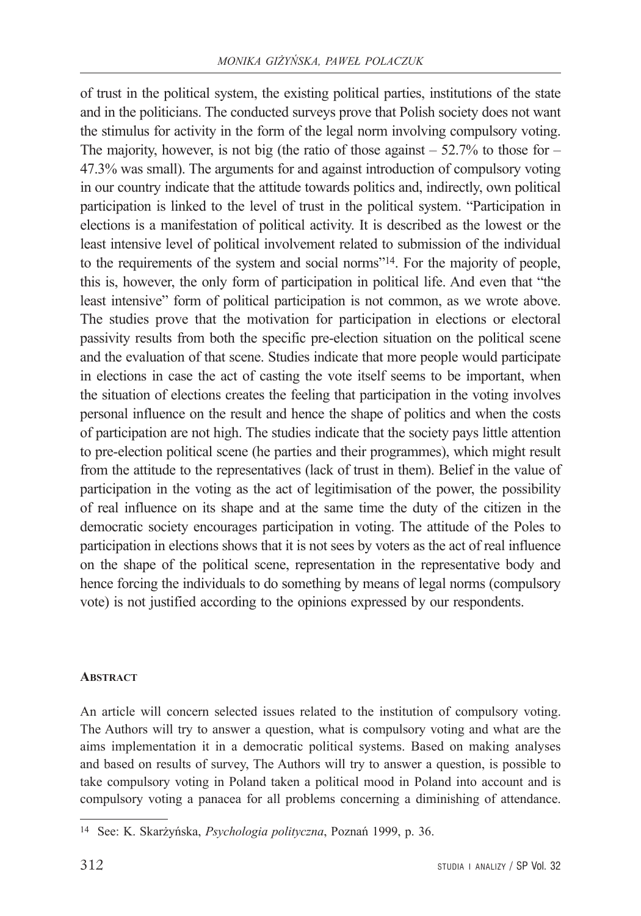of trust in the political system, the existing political parties, institutions of the state and in the politicians. The conducted surveys prove that Polish society does not want the stimulus for activity in the form of the legal norm involving compulsory voting. The majority, however, is not big (the ratio of those against – 52.7% to those for – 47.3% was small). The arguments for and against introduction of compulsory voting in our country indicate that the attitude towards politics and, indirectly, own political participation is linked to the level of trust in the political system. "Participation in elections is a manifestation of political activity. It is described as the lowest or the least intensive level of political involvement related to submission of the individual to the requirements of the system and social norms"[14]. For the majority of people, this is, however, the only form of participation in political life. And even that "the least intensive" form of political participation is not common, as we wrote above. The studies prove that the motivation for participation in elections or electoral passivity results from both the specific pre-election situation on the political scene and the evaluation of that scene. Studies indicate that more people would participate in elections in case the act of casting the vote itself seems to be important, when the situation of elections creates the feeling that participation in the voting involves personal influence on the result and hence the shape of politics and when the costs of participation are not high. The studies indicate that the society pays little attention to pre-election political scene (he parties and their programmes), which might result from the attitude to the representatives (lack of trust in them). Belief in the value of participation in the voting as the act of legitimisation of the power, the possibility of real influence on its shape and at the same time the duty of the citizen in the democratic society encourages participation in voting. The attitude of the Poles to participation in elections shows that it is not sees by voters as the act of real influence on the shape of the political scene, representation in the representative body and hence forcing the individuals to do something by means of legal norms (compulsory vote) is not justified according to the opinions expressed by our respondents.

## Abstract

An article will concern selected issues related to the institution of compulsory voting. The Authors will try to answer a question, what is compulsory voting and what are the aims implementation it in a democratic political systems. Based on making analyses and based on results of survey, The Authors will try to answer a question, is possible to take compulsory voting in Poland taken a political mood in Poland into account and is compulsory voting a panacea for all problems concerning a diminishing of attendance.

[14] See: K. Skarżyńska, *Psychologia polityczna*, Poznań 1999, p. 36.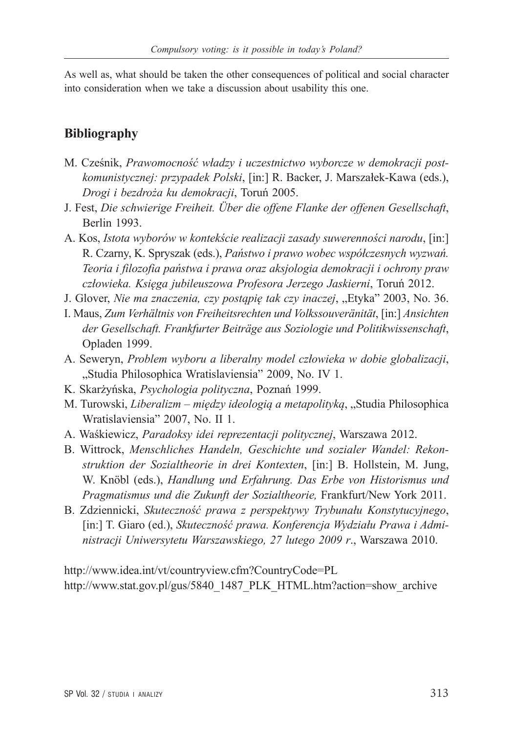As well as, what should be taken the other consequences of political and social character into consideration when we take a discussion about usability this one.

## Bibliography

- M. Cześnik, *Prawomocność władzy i uczestnictwo wyborcze w demokracji postkomunistycznej: przypadek Polski*, [in:] R. Backer, J. Marszałek-Kawa (eds.), *Drogi i bezdroża ku demokracji*, Toruń 2005.
- J. Fest, *Die schwierige Freiheit. Über die offene Flanke der offenen Gesellschaft*, Berlin 1993.
- A. Kos, *Istota wyborów w kontekście realizacji zasady suwerenności narodu*, [in:] R. Czarny, K. Spryszak (eds.), *Państwo i prawo wobec współczesnych wyzwań. Teoria i filozofia państwa i prawa oraz aksjologia demokracji i ochrony praw człowieka. Księga jubileuszowa Profesora Jerzego Jaskierni*, Toruń 2012.
- J. Glover, *Nie ma znaczenia, czy postąpię tak czy inaczej*, „Etyka" 2003, No. 36.
- I. Maus, *Zum Verhältnis von Freiheitsrechten und Volkssouveränität*, [in:] *Ansichten der Gesellschaft. Frankfurter Beiträge aus Soziologie und Politikwissenschaft*, Opladen 1999.
- A. Seweryn, *Problem wyboru a liberalny model człowieka w dobie globalizacji*, „Studia Philosophica Wratislaviensia" 2009, No. IV 1.
- K. Skarżyńska, *Psychologia polityczna*, Poznań 1999.
- M. Turowski, *Liberalizm – między ideologią a metapolityką*, „Studia Philosophica Wratislaviensia" 2007, No. II 1.
- A. Waśkiewicz, *Paradoksy idei reprezentacji politycznej*, Warszawa 2012.
- B. Wittrock, *Menschliches Handeln, Geschichte und sozialer Wandel: Rekonstruktion der Sozialtheorie in drei Kontexten*, [in:] B. Hollstein, M. Jung, W. Knöbl (eds.), *Handlung und Erfahrung. Das Erbe von Historismus und Pragmatismus und die Zukunft der Sozialtheorie,* Frankfurt/New York 2011.
- B. Zdziennicki, *Skuteczność prawa z perspektywy Trybunału Konstytucyjnego*, [in:] T. Giaro (ed.), *Skuteczność prawa. Konferencja Wydziału Prawa i Administracji Uniwersytetu Warszawskiego, 27 lutego 2009 r.*, Warszawa 2010.

http://www.idea.int/vt/countryview.cfm?CountryCode=PL
http://www.stat.gov.pl/gus/5840_1487_PLK_HTML.htm?action=show_archive